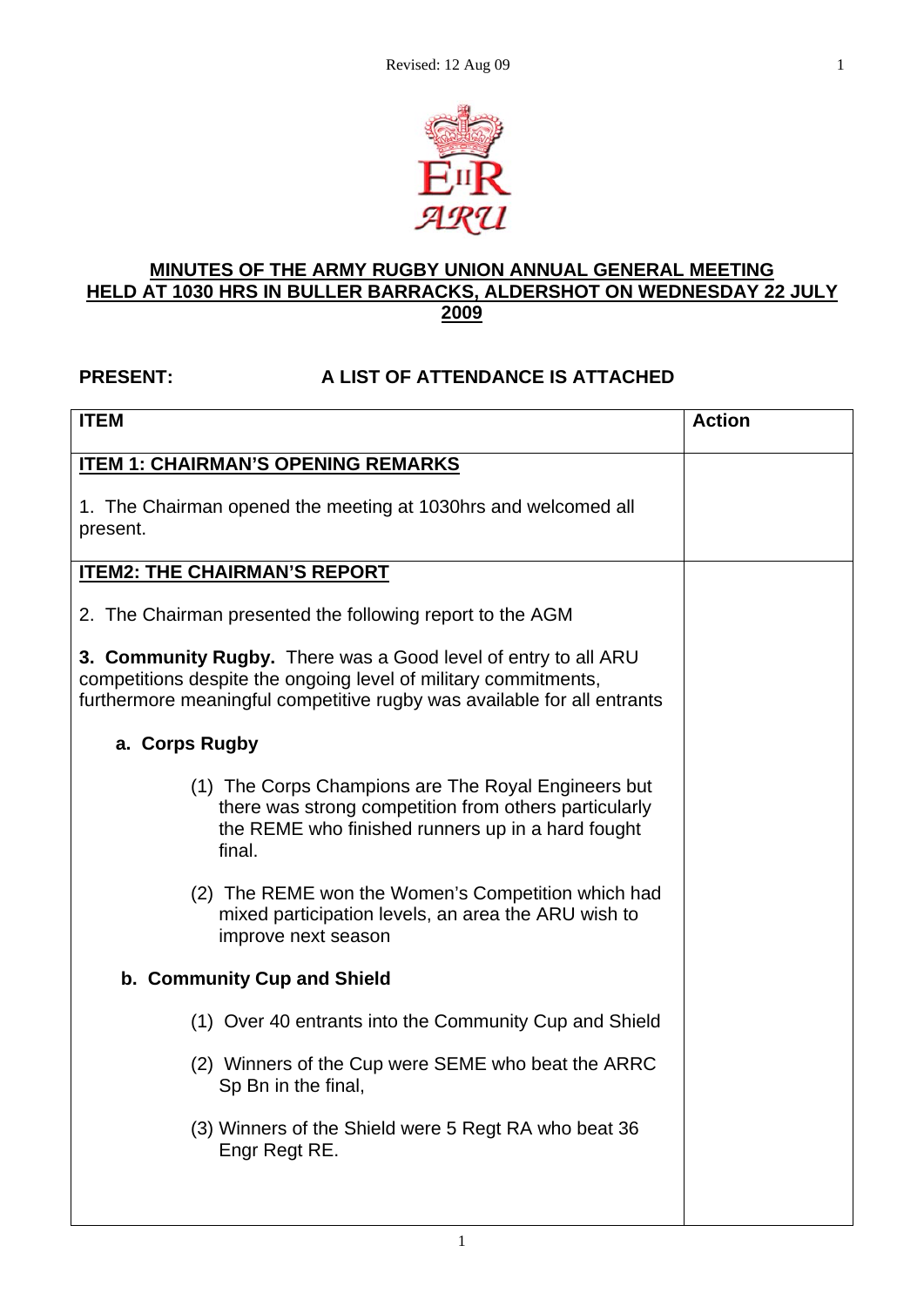# MINUTES OF THE ARMY RUGBY UNION ANNUAL GENERAL MEETING HELD AT 1030 HRS IN BULLER BARRACKS, ALDERSHOT ON WEDNESDAY 22 JULY 2009

**PRESENT:** **A LIST OF ATTENDANCE IS ATTACHED**

| ITEM | Action |
|---|---|
| **ITEM 1: CHAIRMAN'S OPENING REMARKS**<br><br>1. The Chairman opened the meeting at 1030hrs and welcomed all present. | |
| **ITEM2: THE CHAIRMAN'S REPORT**<br><br>2. The Chairman presented the following report to the AGM<br><br>**3. Community Rugby.** There was a Good level of entry to all ARU competitions despite the ongoing level of military commitments, furthermore meaningful competitive rugby was available for all entrants<br><br>**a. Corps Rugby**<br><br>(1) The Corps Champions are The Royal Engineers but there was strong competition from others particularly the REME who finished runners up in a hard fought final.<br><br>(2) The REME won the Women's Competition which had mixed participation levels, an area the ARU wish to improve next season<br><br>**b. Community Cup and Shield**<br><br>(1) Over 40 entrants into the Community Cup and Shield<br><br>(2) Winners of the Cup were SEME who beat the ARRC Sp Bn in the final,<br><br>(3) Winners of the Shield were 5 Regt RA who beat 36 Engr Regt RE. | |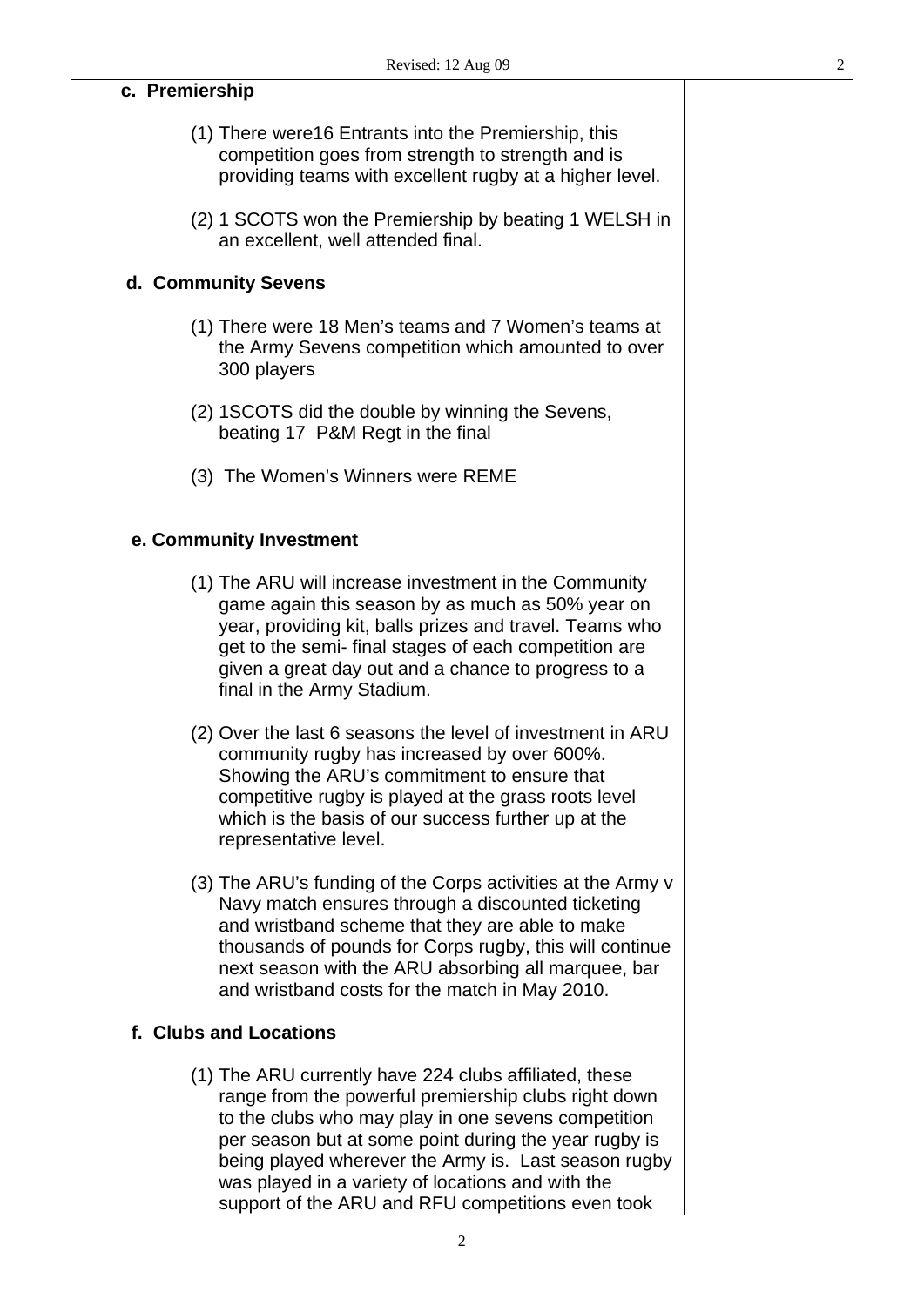**c. Premiership**

(1) There were16 Entrants into the Premiership, this competition goes from strength to strength and is providing teams with excellent rugby at a higher level.

(2) 1 SCOTS won the Premiership by beating 1 WELSH in an excellent, well attended final.

**d. Community Sevens**

(1) There were 18 Men's teams and 7 Women's teams at the Army Sevens competition which amounted to over 300 players

(2) 1SCOTS did the double by winning the Sevens, beating 17 P&M Regt in the final

(3) The Women's Winners were REME

**e. Community Investment**

(1) The ARU will increase investment in the Community game again this season by as much as 50% year on year, providing kit, balls prizes and travel. Teams who get to the semi- final stages of each competition are given a great day out and a chance to progress to a final in the Army Stadium.

(2) Over the last 6 seasons the level of investment in ARU community rugby has increased by over 600%. Showing the ARU's commitment to ensure that competitive rugby is played at the grass roots level which is the basis of our success further up at the representative level.

(3) The ARU's funding of the Corps activities at the Army v Navy match ensures through a discounted ticketing and wristband scheme that they are able to make thousands of pounds for Corps rugby, this will continue next season with the ARU absorbing all marquee, bar and wristband costs for the match in May 2010.

**f. Clubs and Locations**

(1) The ARU currently have 224 clubs affiliated, these range from the powerful premiership clubs right down to the clubs who may play in one sevens competition per season but at some point during the year rugby is being played wherever the Army is. Last season rugby was played in a variety of locations and with the support of the ARU and RFU competitions even took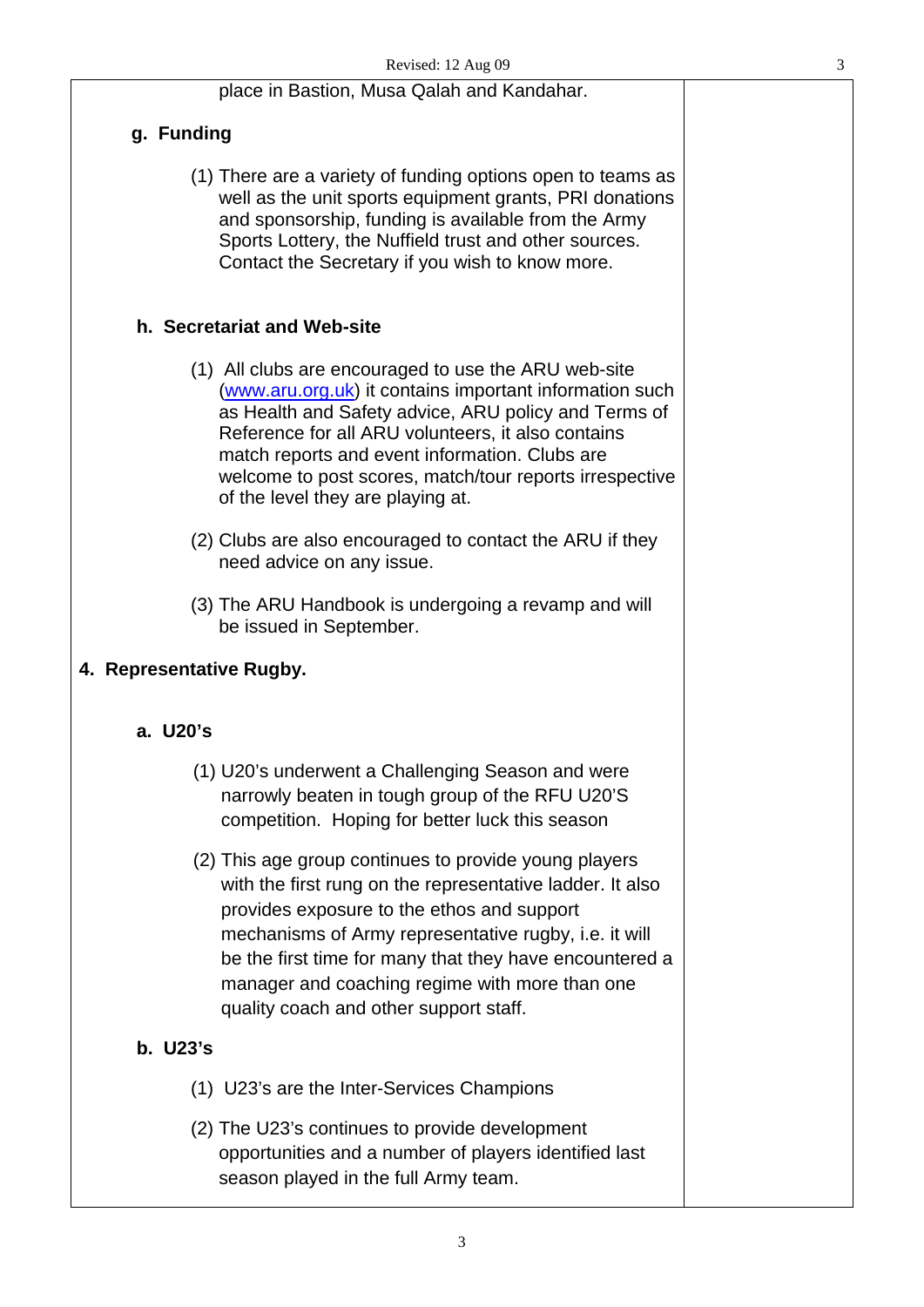place in Bastion, Musa Qalah and Kandahar.

**g. Funding**

(1) There are a variety of funding options open to teams as well as the unit sports equipment grants, PRI donations and sponsorship, funding is available from the Army Sports Lottery, the Nuffield trust and other sources. Contact the Secretary if you wish to know more.

**h. Secretariat and Web-site**

(1) All clubs are encouraged to use the ARU web-site (www.aru.org.uk) it contains important information such as Health and Safety advice, ARU policy and Terms of Reference for all ARU volunteers, it also contains match reports and event information. Clubs are welcome to post scores, match/tour reports irrespective of the level they are playing at.

(2) Clubs are also encouraged to contact the ARU if they need advice on any issue.

(3) The ARU Handbook is undergoing a revamp and will be issued in September.

**4. Representative Rugby.**

**a. U20's**

(1) U20's underwent a Challenging Season and were narrowly beaten in tough group of the RFU U20'S competition. Hoping for better luck this season

(2) This age group continues to provide young players with the first rung on the representative ladder. It also provides exposure to the ethos and support mechanisms of Army representative rugby, i.e. it will be the first time for many that they have encountered a manager and coaching regime with more than one quality coach and other support staff.

**b. U23's**

(1) U23's are the Inter-Services Champions

(2) The U23's continues to provide development opportunities and a number of players identified last season played in the full Army team.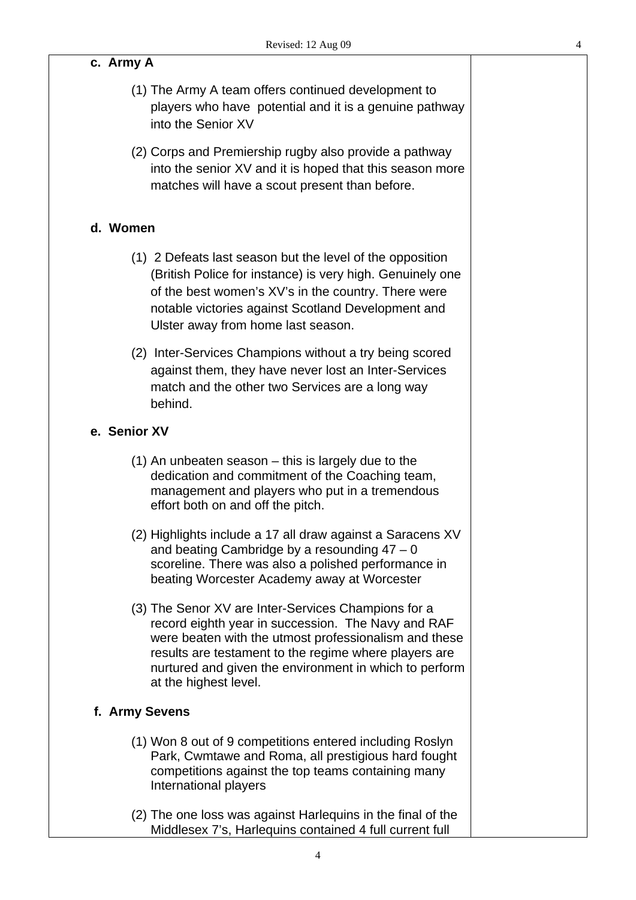**c. Army A**

(1) The Army A team offers continued development to players who have potential and it is a genuine pathway into the Senior XV

(2) Corps and Premiership rugby also provide a pathway into the senior XV and it is hoped that this season more matches will have a scout present than before.

**d. Women**

(1) 2 Defeats last season but the level of the opposition (British Police for instance) is very high. Genuinely one of the best women's XV's in the country. There were notable victories against Scotland Development and Ulster away from home last season.

(2) Inter-Services Champions without a try being scored against them, they have never lost an Inter-Services match and the other two Services are a long way behind.

**e. Senior XV**

(1) An unbeaten season – this is largely due to the dedication and commitment of the Coaching team, management and players who put in a tremendous effort both on and off the pitch.

(2) Highlights include a 17 all draw against a Saracens XV and beating Cambridge by a resounding 47 – 0 scoreline. There was also a polished performance in beating Worcester Academy away at Worcester

(3) The Senor XV are Inter-Services Champions for a record eighth year in succession. The Navy and RAF were beaten with the utmost professionalism and these results are testament to the regime where players are nurtured and given the environment in which to perform at the highest level.

**f. Army Sevens**

(1) Won 8 out of 9 competitions entered including Roslyn Park, Cwmtawe and Roma, all prestigious hard fought competitions against the top teams containing many International players

(2) The one loss was against Harlequins in the final of the Middlesex 7's, Harlequins contained 4 full current full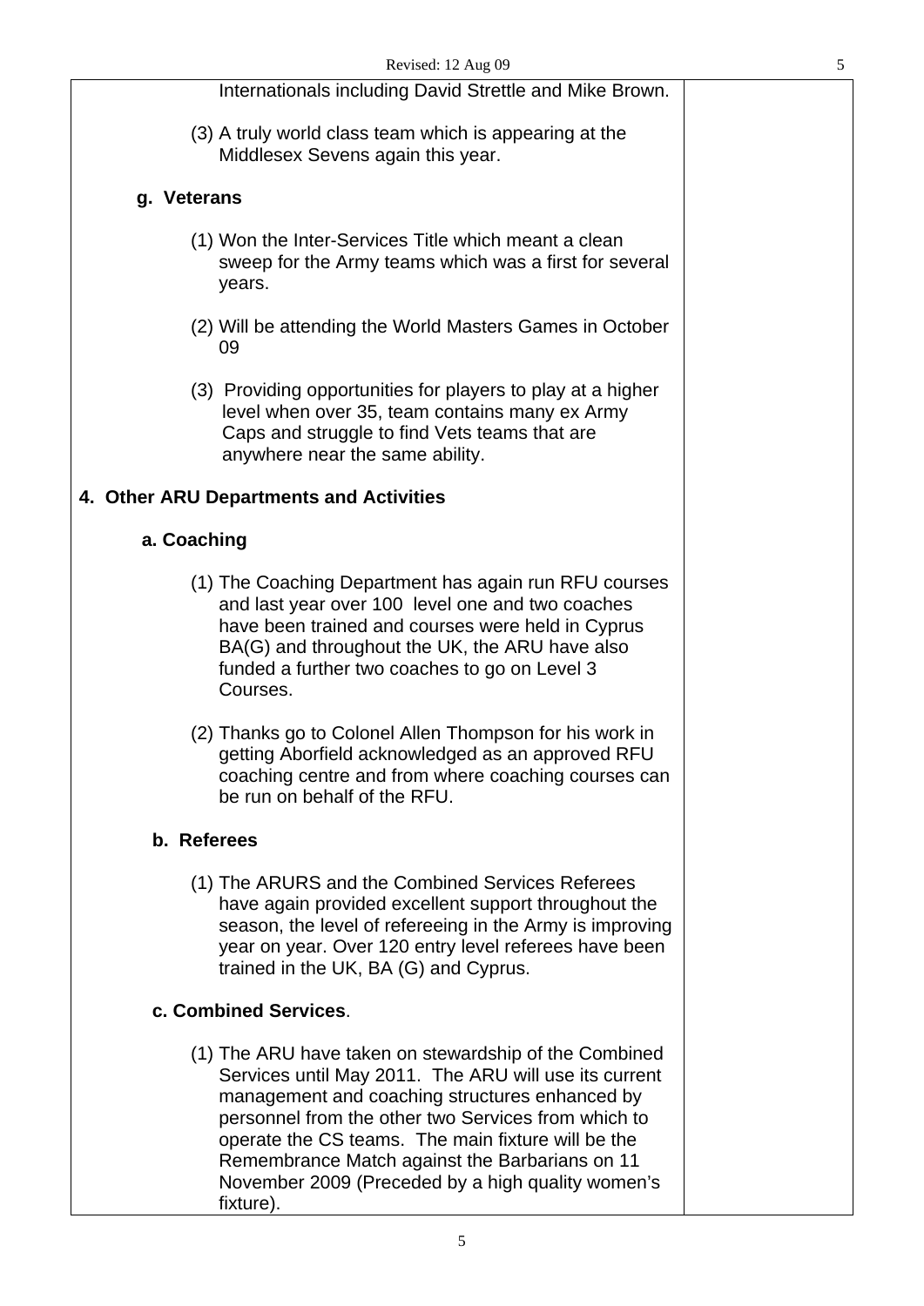Internationals including David Strettle and Mike Brown.

(3) A truly world class team which is appearing at the Middlesex Sevens again this year.

**g. Veterans**

(1) Won the Inter-Services Title which meant a clean sweep for the Army teams which was a first for several years.

(2) Will be attending the World Masters Games in October 09

(3) Providing opportunities for players to play at a higher level when over 35, team contains many ex Army Caps and struggle to find Vets teams that are anywhere near the same ability.

**4. Other ARU Departments and Activities**

**a. Coaching**

(1) The Coaching Department has again run RFU courses and last year over 100 level one and two coaches have been trained and courses were held in Cyprus BA(G) and throughout the UK, the ARU have also funded a further two coaches to go on Level 3 Courses.

(2) Thanks go to Colonel Allen Thompson for his work in getting Aborfield acknowledged as an approved RFU coaching centre and from where coaching courses can be run on behalf of the RFU.

**b. Referees**

(1) The ARURS and the Combined Services Referees have again provided excellent support throughout the season, the level of refereeing in the Army is improving year on year. Over 120 entry level referees have been trained in the UK, BA (G) and Cyprus.

**c. Combined Services**.

(1) The ARU have taken on stewardship of the Combined Services until May 2011. The ARU will use its current management and coaching structures enhanced by personnel from the other two Services from which to operate the CS teams. The main fixture will be the Remembrance Match against the Barbarians on 11 November 2009 (Preceded by a high quality women's fixture).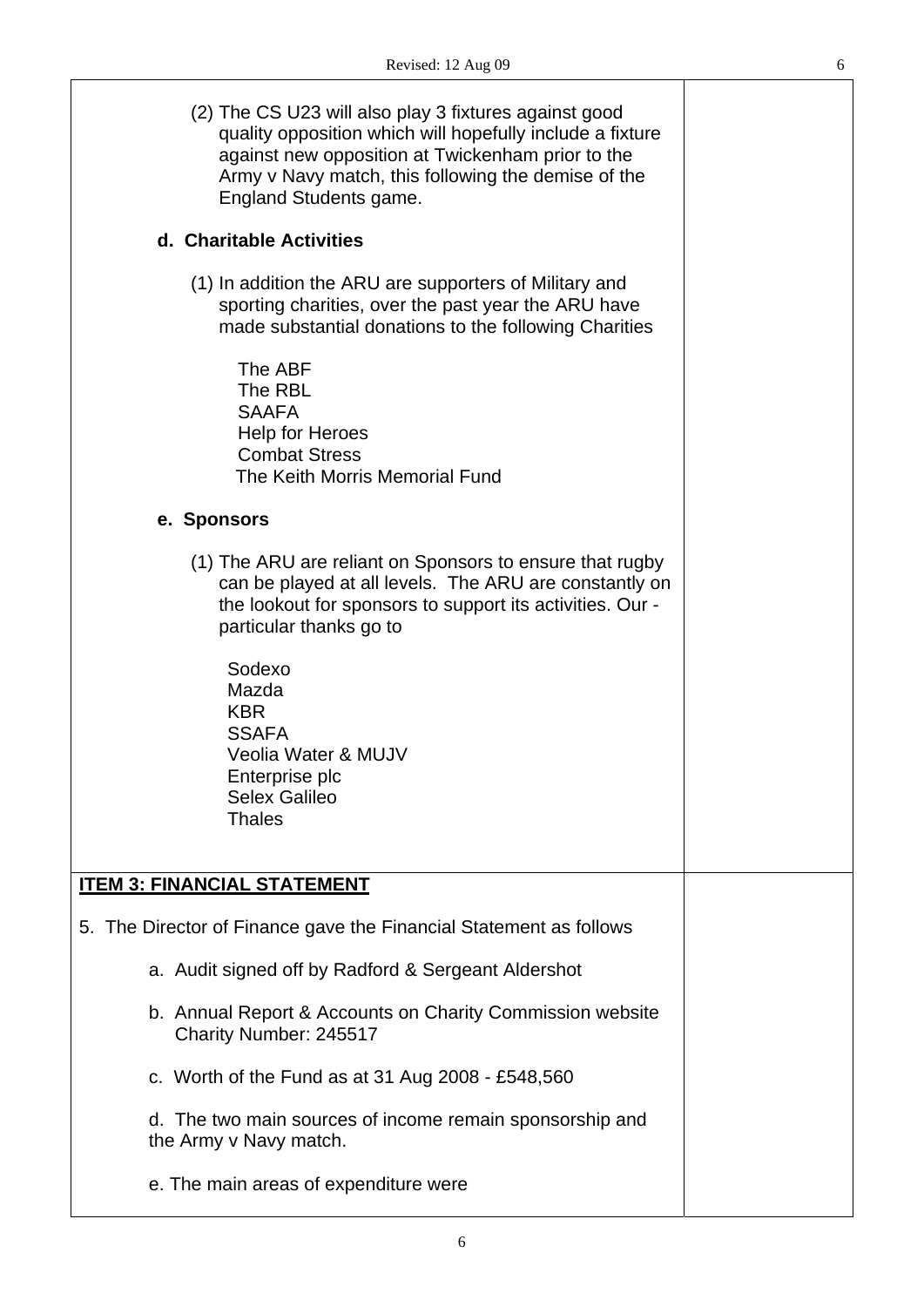(2) The CS U23 will also play 3 fixtures against good quality opposition which will hopefully include a fixture against new opposition at Twickenham prior to the Army v Navy match, this following the demise of the England Students game.

**d. Charitable Activities**

(1) In addition the ARU are supporters of Military and sporting charities, over the past year the ARU have made substantial donations to the following Charities

The ABF
The RBL
SAAFA
Help for Heroes
Combat Stress
The Keith Morris Memorial Fund

**e. Sponsors**

(1) The ARU are reliant on Sponsors to ensure that rugby can be played at all levels. The ARU are constantly on the lookout for sponsors to support its activities. Our - particular thanks go to

Sodexo
Mazda
KBR
SSAFA
Veolia Water & MUJV
Enterprise plc
Selex Galileo
Thales

**ITEM 3: FINANCIAL STATEMENT**

5. The Director of Finance gave the Financial Statement as follows

a. Audit signed off by Radford & Sergeant Aldershot

b. Annual Report & Accounts on Charity Commission website Charity Number: 245517

c. Worth of the Fund as at 31 Aug 2008 - £548,560

d. The two main sources of income remain sponsorship and the Army v Navy match.

e. The main areas of expenditure were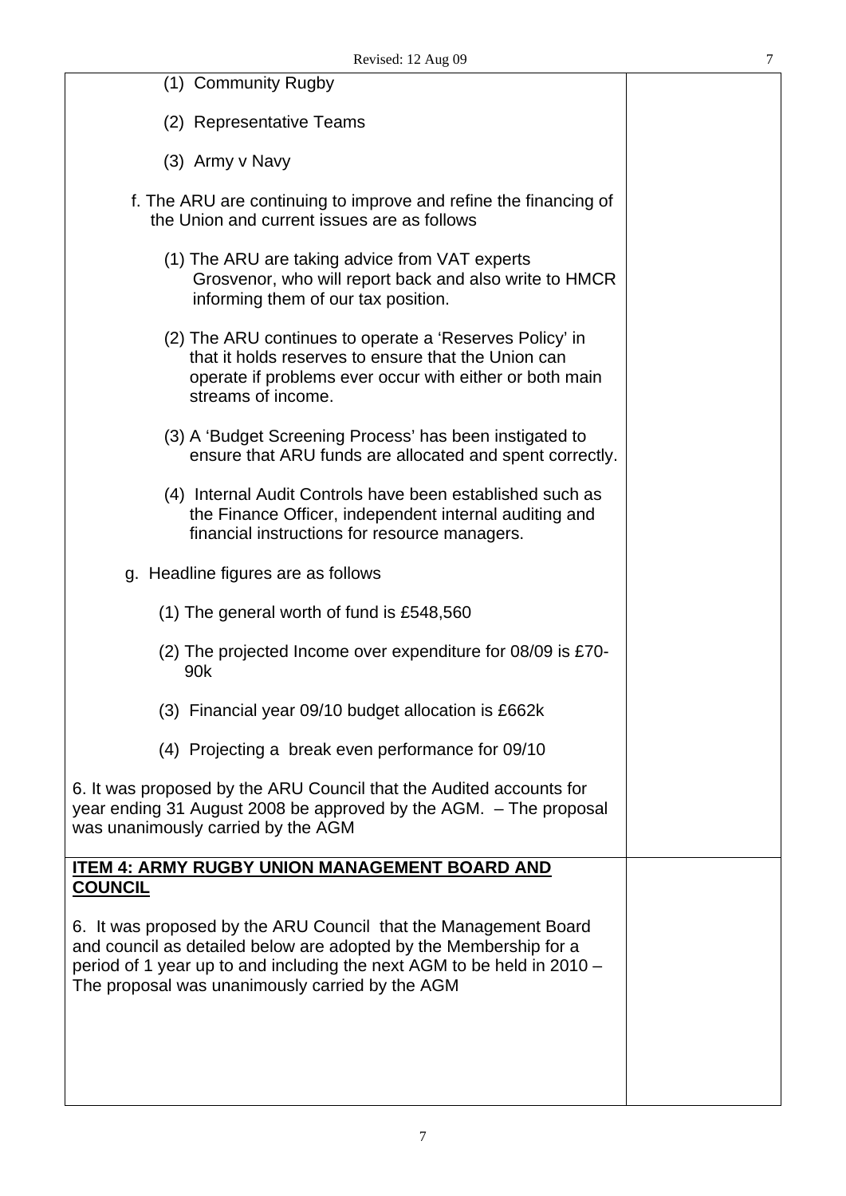(1) Community Rugby

(2) Representative Teams

(3) Army v Navy

f. The ARU are continuing to improve and refine the financing of the Union and current issues are as follows

(1) The ARU are taking advice from VAT experts Grosvenor, who will report back and also write to HMCR informing them of our tax position.

(2) The ARU continues to operate a 'Reserves Policy' in that it holds reserves to ensure that the Union can operate if problems ever occur with either or both main streams of income.

(3) A 'Budget Screening Process' has been instigated to ensure that ARU funds are allocated and spent correctly.

(4) Internal Audit Controls have been established such as the Finance Officer, independent internal auditing and financial instructions for resource managers.

g. Headline figures are as follows

(1) The general worth of fund is £548,560

(2) The projected Income over expenditure for 08/09 is £70-90k

(3) Financial year 09/10 budget allocation is £662k

(4) Projecting a break even performance for 09/10

6. It was proposed by the ARU Council that the Audited accounts for year ending 31 August 2008 be approved by the AGM. – The proposal was unanimously carried by the AGM

**ITEM 4: ARMY RUGBY UNION MANAGEMENT BOARD AND COUNCIL**

6. It was proposed by the ARU Council that the Management Board and council as detailed below are adopted by the Membership for a period of 1 year up to and including the next AGM to be held in 2010 – The proposal was unanimously carried by the AGM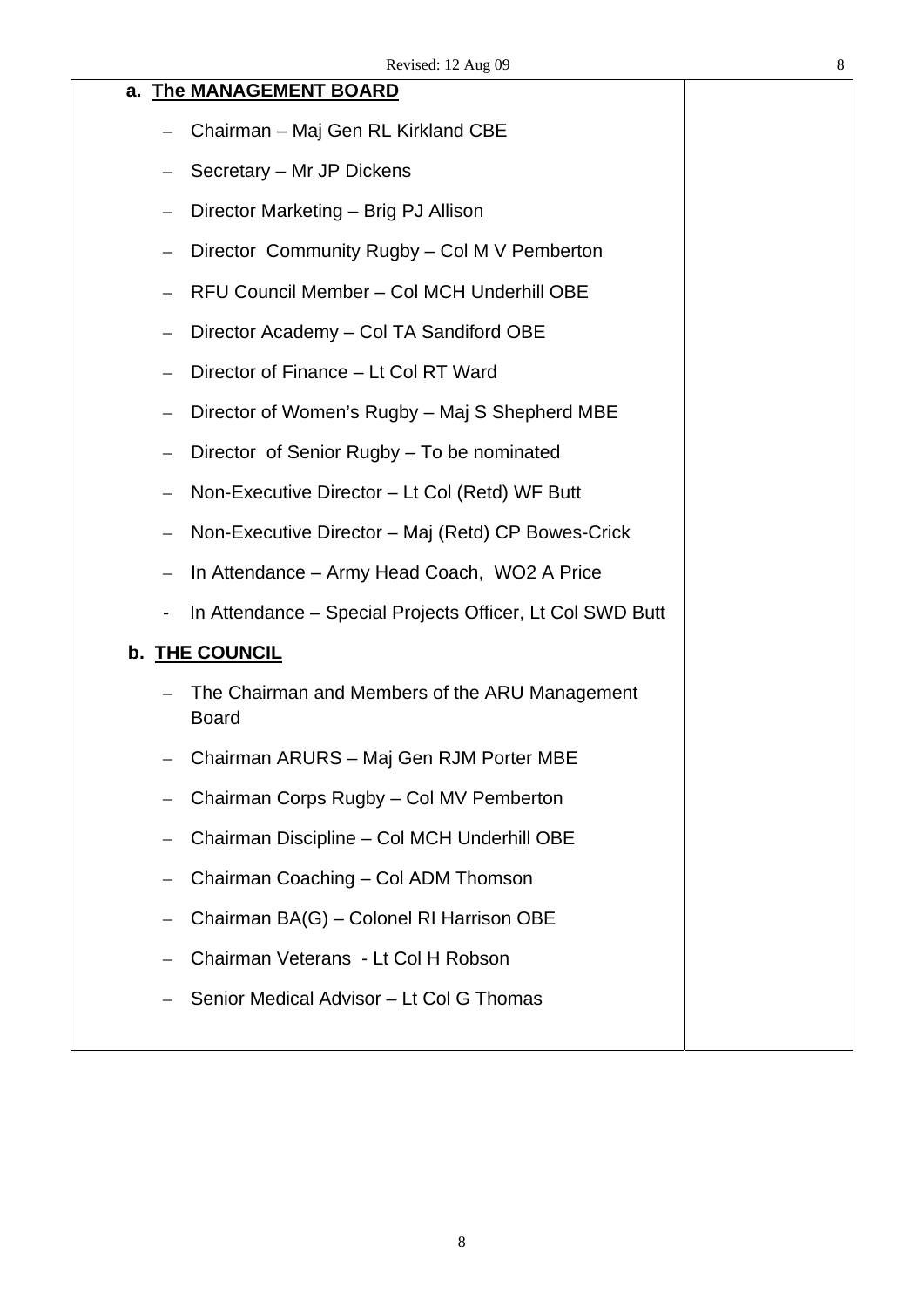**a. The MANAGEMENT BOARD**

- Chairman – Maj Gen RL Kirkland CBE
- Secretary – Mr JP Dickens
- Director Marketing – Brig PJ Allison
- Director Community Rugby – Col M V Pemberton
- RFU Council Member – Col MCH Underhill OBE
- Director Academy – Col TA Sandiford OBE
- Director of Finance – Lt Col RT Ward
- Director of Women's Rugby – Maj S Shepherd MBE
- Director of Senior Rugby – To be nominated
- Non-Executive Director – Lt Col (Retd) WF Butt
- Non-Executive Director – Maj (Retd) CP Bowes-Crick
- In Attendance – Army Head Coach, WO2 A Price
- In Attendance – Special Projects Officer, Lt Col SWD Butt

**b. THE COUNCIL**

- The Chairman and Members of the ARU Management Board
- Chairman ARURS – Maj Gen RJM Porter MBE
- Chairman Corps Rugby – Col MV Pemberton
- Chairman Discipline – Col MCH Underhill OBE
- Chairman Coaching – Col ADM Thomson
- Chairman BA(G) – Colonel RI Harrison OBE
- Chairman Veterans - Lt Col H Robson
- Senior Medical Advisor – Lt Col G Thomas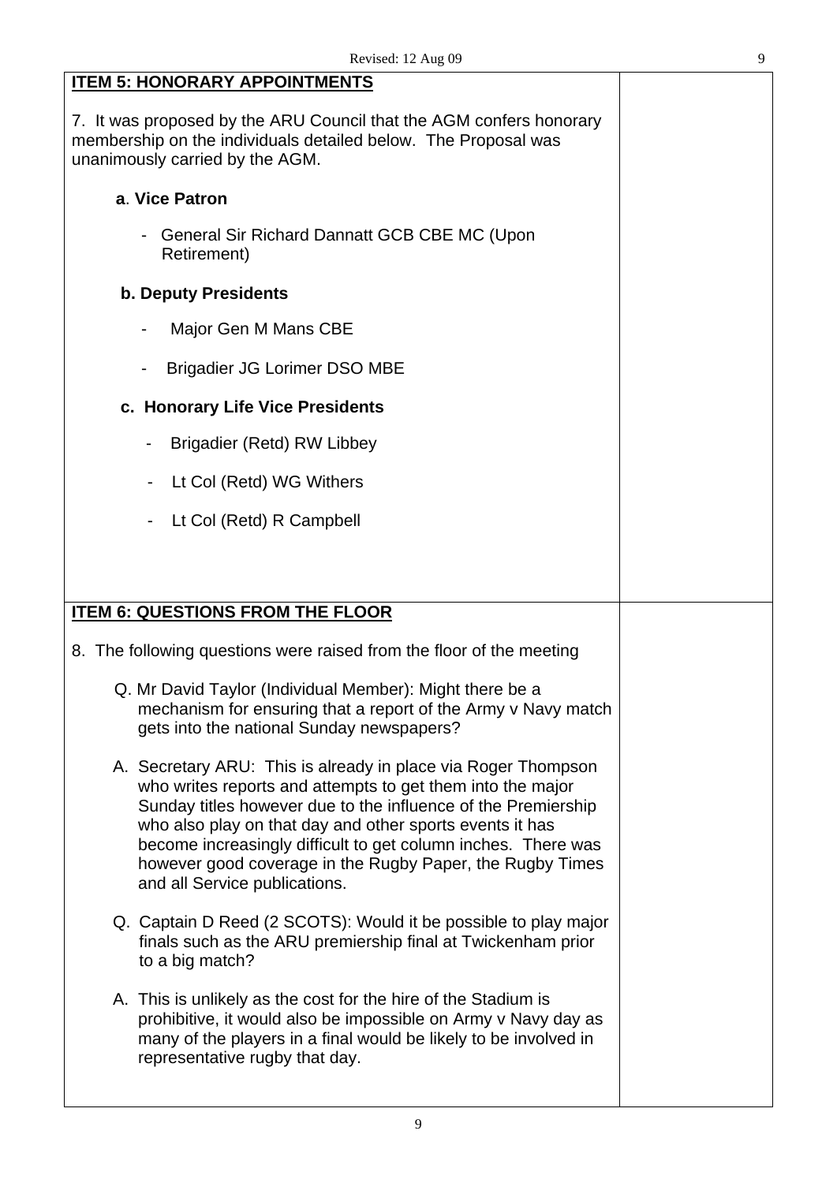## ITEM 5: HONORARY APPOINTMENTS

7. It was proposed by the ARU Council that the AGM confers honorary membership on the individuals detailed below. The Proposal was unanimously carried by the AGM.

**a. Vice Patron**

- General Sir Richard Dannatt GCB CBE MC (Upon Retirement)

**b. Deputy Presidents**

- Major Gen M Mans CBE
- Brigadier JG Lorimer DSO MBE

**c. Honorary Life Vice Presidents**

- Brigadier (Retd) RW Libbey
- Lt Col (Retd) WG Withers
- Lt Col (Retd) R Campbell

## ITEM 6: QUESTIONS FROM THE FLOOR

8. The following questions were raised from the floor of the meeting

Q. Mr David Taylor (Individual Member): Might there be a mechanism for ensuring that a report of the Army v Navy match gets into the national Sunday newspapers?

A. Secretary ARU: This is already in place via Roger Thompson who writes reports and attempts to get them into the major Sunday titles however due to the influence of the Premiership who also play on that day and other sports events it has become increasingly difficult to get column inches. There was however good coverage in the Rugby Paper, the Rugby Times and all Service publications.

Q. Captain D Reed (2 SCOTS): Would it be possible to play major finals such as the ARU premiership final at Twickenham prior to a big match?

A. This is unlikely as the cost for the hire of the Stadium is prohibitive, it would also be impossible on Army v Navy day as many of the players in a final would be likely to be involved in representative rugby that day.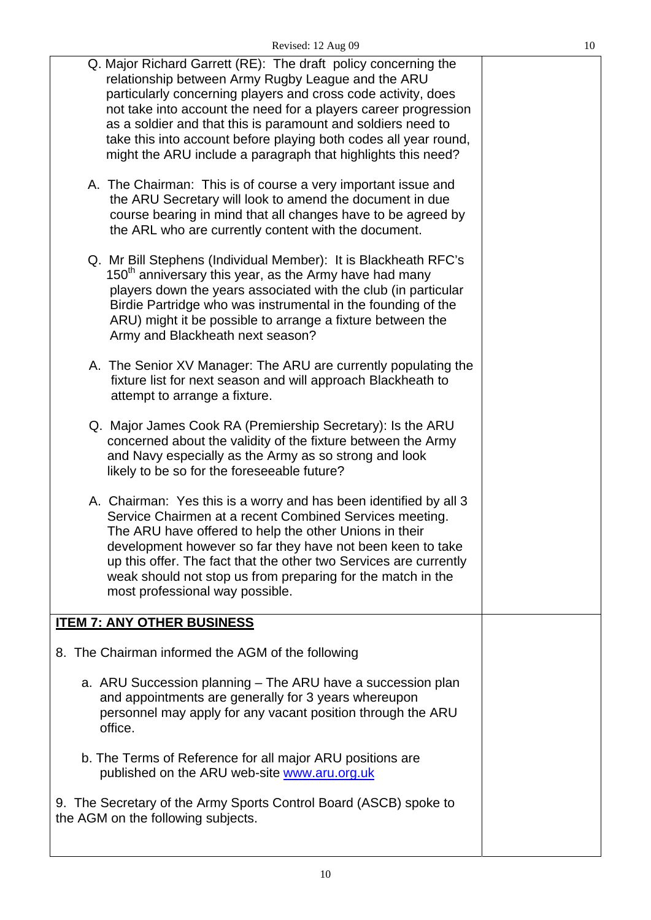Q. Major Richard Garrett (RE): The draft policy concerning the relationship between Army Rugby League and the ARU particularly concerning players and cross code activity, does not take into account the need for a players career progression as a soldier and that this is paramount and soldiers need to take this into account before playing both codes all year round, might the ARU include a paragraph that highlights this need?

A. The Chairman: This is of course a very important issue and the ARU Secretary will look to amend the document in due course bearing in mind that all changes have to be agreed by the ARL who are currently content with the document.

Q. Mr Bill Stephens (Individual Member): It is Blackheath RFC's 150th anniversary this year, as the Army have had many players down the years associated with the club (in particular Birdie Partridge who was instrumental in the founding of the ARU) might it be possible to arrange a fixture between the Army and Blackheath next season?

A. The Senior XV Manager: The ARU are currently populating the fixture list for next season and will approach Blackheath to attempt to arrange a fixture.

Q. Major James Cook RA (Premiership Secretary): Is the ARU concerned about the validity of the fixture between the Army and Navy especially as the Army as so strong and look likely to be so for the foreseeable future?

A. Chairman: Yes this is a worry and has been identified by all 3 Service Chairmen at a recent Combined Services meeting. The ARU have offered to help the other Unions in their development however so far they have not been keen to take up this offer. The fact that the other two Services are currently weak should not stop us from preparing for the match in the most professional way possible.

## ITEM 7: ANY OTHER BUSINESS

8. The Chairman informed the AGM of the following

   a. ARU Succession planning – The ARU have a succession plan and appointments are generally for 3 years whereupon personnel may apply for any vacant position through the ARU office.

   b. The Terms of Reference for all major ARU positions are published on the ARU web-site www.aru.org.uk

9. The Secretary of the Army Sports Control Board (ASCB) spoke to the AGM on the following subjects.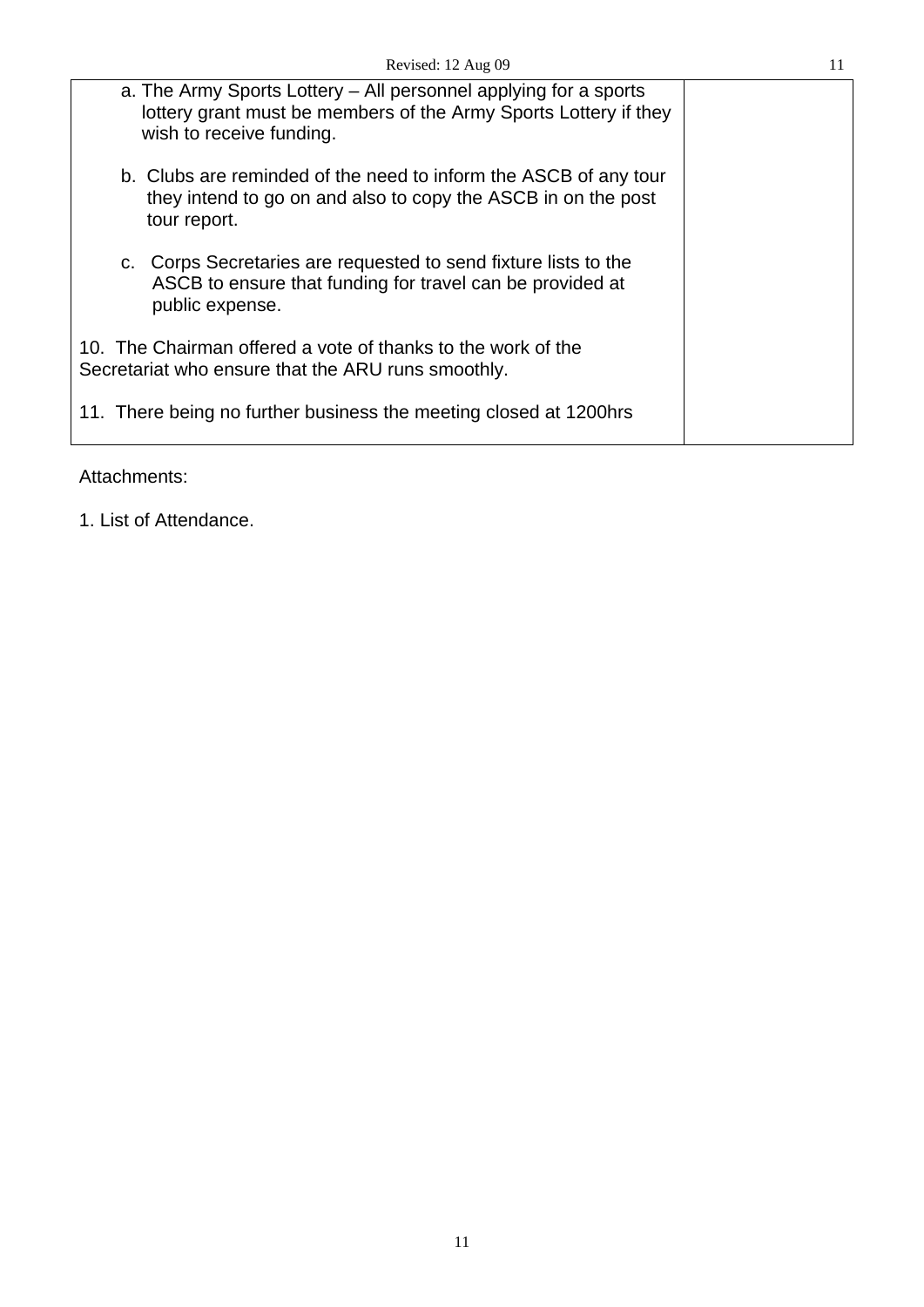| | |
|---|---|
| a. The Army Sports Lottery – All personnel applying for a sports lottery grant must be members of the Army Sports Lottery if they wish to receive funding.<br><br>b. Clubs are reminded of the need to inform the ASCB of any tour they intend to go on and also to copy the ASCB in on the post tour report.<br><br>c. Corps Secretaries are requested to send fixture lists to the ASCB to ensure that funding for travel can be provided at public expense.<br><br>10. The Chairman offered a vote of thanks to the work of the Secretariat who ensure that the ARU runs smoothly.<br><br>11. There being no further business the meeting closed at 1200hrs | |

Attachments:

1. List of Attendance.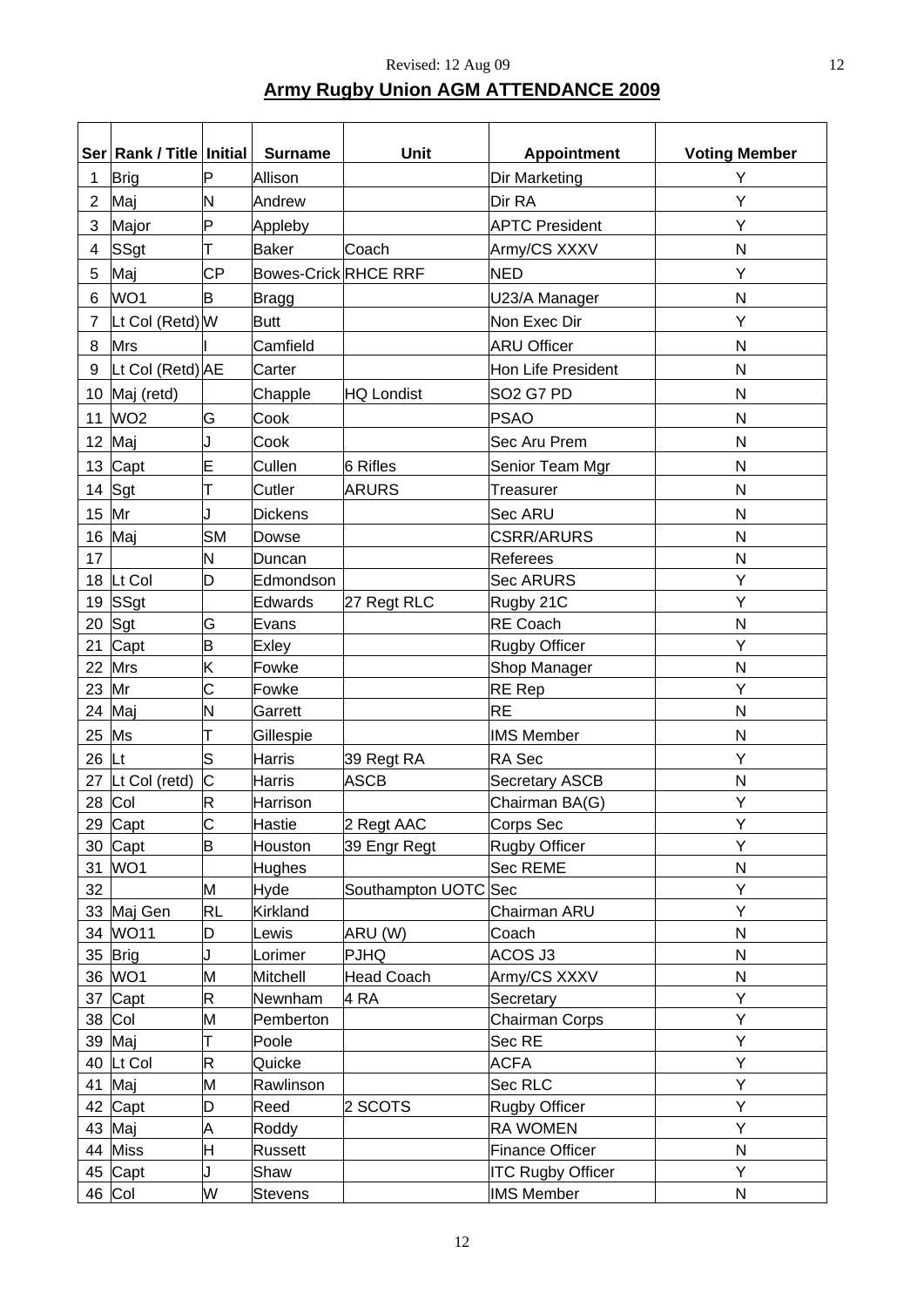Revised: 12 Aug 09

## Army Rugby Union AGM ATTENDANCE 2009

| Ser | Rank / Title | Initial | Surname | Unit | Appointment | Voting Member |
|---|---|---|---|---|---|---|
| 1 | Brig | P | Allison | | Dir Marketing | Y |
| 2 | Maj | N | Andrew | | Dir RA | Y |
| 3 | Major | P | Appleby | | APTC President | Y |
| 4 | SSgt | T | Baker | Coach | Army/CS XXXV | N |
| 5 | Maj | CP | Bowes-Crick | RHCE RRF | NED | Y |
| 6 | WO1 | B | Bragg | | U23/A Manager | N |
| 7 | Lt Col (Retd) | W | Butt | | Non Exec Dir | Y |
| 8 | Mrs | I | Camfield | | ARU Officer | N |
| 9 | Lt Col (Retd) | AE | Carter | | Hon Life President | N |
| 10 | Maj (retd) | | Chapple | HQ Londist | SO2 G7 PD | N |
| 11 | WO2 | G | Cook | | PSAO | N |
| 12 | Maj | J | Cook | | Sec Aru Prem | N |
| 13 | Capt | E | Cullen | 6 Rifles | Senior Team Mgr | N |
| 14 | Sgt | T | Cutler | ARURS | Treasurer | N |
| 15 | Mr | J | Dickens | | Sec ARU | N |
| 16 | Maj | SM | Dowse | | CSRR/ARURS | N |
| 17 | | N | Duncan | | Referees | N |
| 18 | Lt Col | D | Edmondson | | Sec ARURS | Y |
| 19 | SSgt | | Edwards | 27 Regt RLC | Rugby 21C | Y |
| 20 | Sgt | G | Evans | | RE Coach | N |
| 21 | Capt | B | Exley | | Rugby Officer | Y |
| 22 | Mrs | K | Fowke | | Shop Manager | N |
| 23 | Mr | C | Fowke | | RE Rep | Y |
| 24 | Maj | N | Garrett | | RE | N |
| 25 | Ms | T | Gillespie | | IMS Member | N |
| 26 | Lt | S | Harris | 39 Regt RA | RA Sec | Y |
| 27 | Lt Col (retd) | C | Harris | ASCB | Secretary ASCB | N |
| 28 | Col | R | Harrison | | Chairman BA(G) | Y |
| 29 | Capt | C | Hastie | 2 Regt AAC | Corps Sec | Y |
| 30 | Capt | B | Houston | 39 Engr Regt | Rugby Officer | Y |
| 31 | WO1 | | Hughes | | Sec REME | N |
| 32 | | M | Hyde | Southampton UOTC | Sec | Y |
| 33 | Maj Gen | RL | Kirkland | | Chairman ARU | Y |
| 34 | WO11 | D | Lewis | ARU (W) | Coach | N |
| 35 | Brig | J | Lorimer | PJHQ | ACOS J3 | N |
| 36 | WO1 | M | Mitchell | Head Coach | Army/CS XXXV | N |
| 37 | Capt | R | Newnham | 4 RA | Secretary | Y |
| 38 | Col | M | Pemberton | | Chairman Corps | Y |
| 39 | Maj | T | Poole | | Sec RE | Y |
| 40 | Lt Col | R | Quicke | | ACFA | Y |
| 41 | Maj | M | Rawlinson | | Sec RLC | Y |
| 42 | Capt | D | Reed | 2 SCOTS | Rugby Officer | Y |
| 43 | Maj | A | Roddy | | RA WOMEN | Y |
| 44 | Miss | H | Russett | | Finance Officer | N |
| 45 | Capt | J | Shaw | | ITC Rugby Officer | Y |
| 46 | Col | W | Stevens | | IMS Member | N |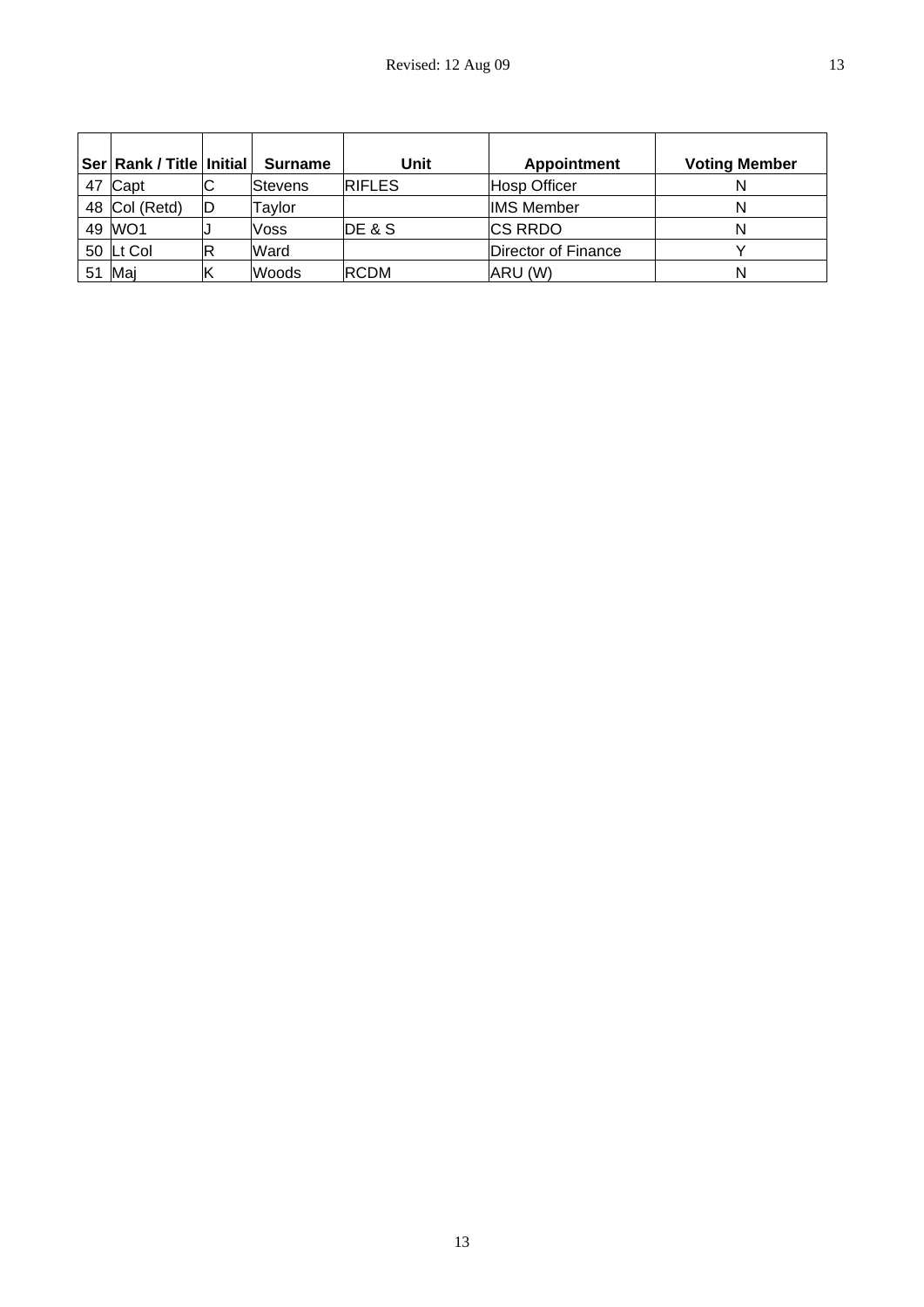| Ser | Rank / Title | Initial | Surname | Unit | Appointment | Voting Member |
|---|---|---|---|---|---|---|
| 47 | Capt | C | Stevens | RIFLES | Hosp Officer | N |
| 48 | Col (Retd) | D | Taylor | | IMS Member | N |
| 49 | WO1 | J | Voss | DE & S | CS RRDO | N |
| 50 | Lt Col | R | Ward | | Director of Finance | Y |
| 51 | Maj | K | Woods | RCDM | ARU (W) | N |